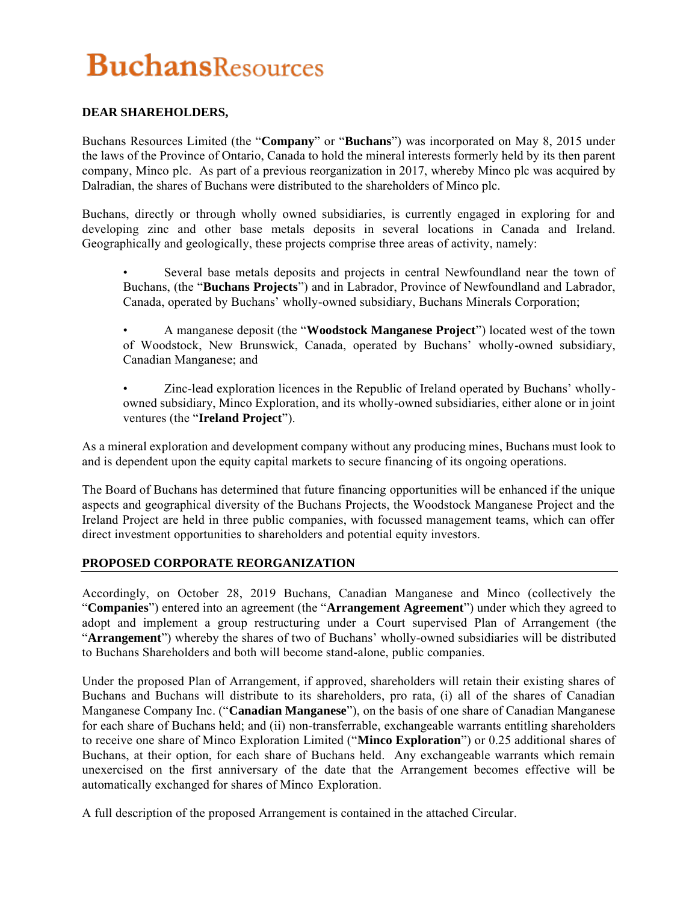# BuchansResources

**DEAR SHAREHOLDERS,**

Buchans Resources Limited (the "**Company**" or "**Buchans**") was incorporated on May 8, 2015 under the laws of the Province of Ontario, Canada to hold the mineral interests formerly held by its then parent company, Minco plc. As part of a previous reorganization in 2017, whereby Minco plc was acquired by Dalradian, the shares of Buchans were distributed to the shareholders of Minco plc.

Buchans, directly or through wholly owned subsidiaries, is currently engaged in exploring for and developing zinc and other base metals deposits in several locations in Canada and Ireland. Geographically and geologically, these projects comprise three areas of activity, namely:

- Several base metals deposits and projects in central Newfoundland near the town of Buchans, (the "**Buchans Projects**") and in Labrador, Province of Newfoundland and Labrador, Canada, operated by Buchans' wholly-owned subsidiary, Buchans Minerals Corporation;
- A manganese deposit (the "**Woodstock Manganese Project**") located west of the town of Woodstock, New Brunswick, Canada, operated by Buchans' wholly-owned subsidiary, Canadian Manganese; and
- Zinc-lead exploration licences in the Republic of Ireland operated by Buchans' wholly-owned subsidiary, Minco Exploration, and its wholly-owned subsidiaries, either alone or in joint ventures (the "**Ireland Project**").

As a mineral exploration and development company without any producing mines, Buchans must look to and is dependent upon the equity capital markets to secure financing of its ongoing operations.

The Board of Buchans has determined that future financing opportunities will be enhanced if the unique aspects and geographical diversity of the Buchans Projects, the Woodstock Manganese Project and the Ireland Project are held in three public companies, with focussed management teams, which can offer direct investment opportunities to shareholders and potential equity investors.

## PROPOSED CORPORATE REORGANIZATION

Accordingly, on October 28, 2019 Buchans, Canadian Manganese and Minco (collectively the "**Companies**") entered into an agreement (the "**Arrangement Agreement**") under which they agreed to adopt and implement a group restructuring under a Court supervised Plan of Arrangement (the "**Arrangement**") whereby the shares of two of Buchans' wholly-owned subsidiaries will be distributed to Buchans Shareholders and both will become stand-alone, public companies.

Under the proposed Plan of Arrangement, if approved, shareholders will retain their existing shares of Buchans and Buchans will distribute to its shareholders, pro rata, (i) all of the shares of Canadian Manganese Company Inc. ("**Canadian Manganese**"), on the basis of one share of Canadian Manganese for each share of Buchans held; and (ii) non-transferrable, exchangeable warrants entitling shareholders to receive one share of Minco Exploration Limited ("**Minco Exploration**") or 0.25 additional shares of Buchans, at their option, for each share of Buchans held. Any exchangeable warrants which remain unexercised on the first anniversary of the date that the Arrangement becomes effective will be automatically exchanged for shares of Minco Exploration.

A full description of the proposed Arrangement is contained in the attached Circular.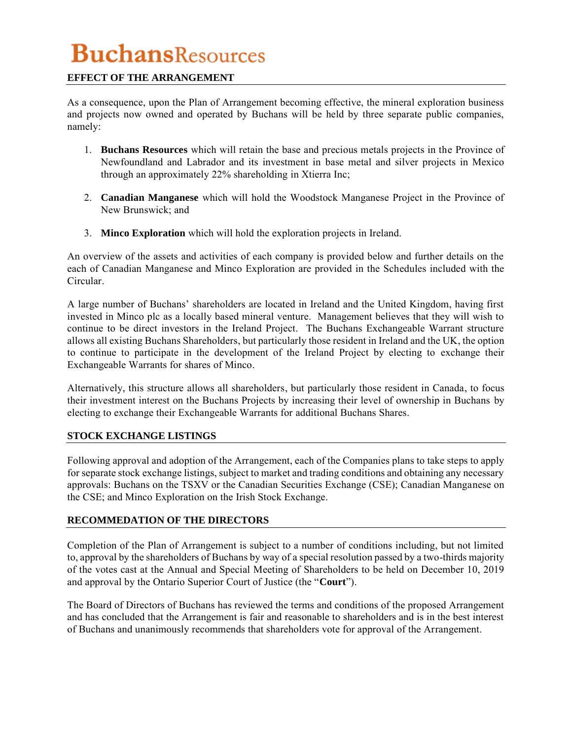## EFFECT OF THE ARRANGEMENT

As a consequence, upon the Plan of Arrangement becoming effective, the mineral exploration business and projects now owned and operated by Buchans will be held by three separate public companies, namely:

1. **Buchans Resources** which will retain the base and precious metals projects in the Province of Newfoundland and Labrador and its investment in base metal and silver projects in Mexico through an approximately 22% shareholding in Xtierra Inc;

2. **Canadian Manganese** which will hold the Woodstock Manganese Project in the Province of New Brunswick; and

3. **Minco Exploration** which will hold the exploration projects in Ireland.

An overview of the assets and activities of each company is provided below and further details on the each of Canadian Manganese and Minco Exploration are provided in the Schedules included with the Circular.

A large number of Buchans' shareholders are located in Ireland and the United Kingdom, having first invested in Minco plc as a locally based mineral venture. Management believes that they will wish to continue to be direct investors in the Ireland Project. The Buchans Exchangeable Warrant structure allows all existing Buchans Shareholders, but particularly those resident in Ireland and the UK, the option to continue to participate in the development of the Ireland Project by electing to exchange their Exchangeable Warrants for shares of Minco.

Alternatively, this structure allows all shareholders, but particularly those resident in Canada, to focus their investment interest on the Buchans Projects by increasing their level of ownership in Buchans by electing to exchange their Exchangeable Warrants for additional Buchans Shares.

## STOCK EXCHANGE LISTINGS

Following approval and adoption of the Arrangement, each of the Companies plans to take steps to apply for separate stock exchange listings, subject to market and trading conditions and obtaining any necessary approvals: Buchans on the TSXV or the Canadian Securities Exchange (CSE); Canadian Manganese on the CSE; and Minco Exploration on the Irish Stock Exchange.

## RECOMMEDATION OF THE DIRECTORS

Completion of the Plan of Arrangement is subject to a number of conditions including, but not limited to, approval by the shareholders of Buchans by way of a special resolution passed by a two-thirds majority of the votes cast at the Annual and Special Meeting of Shareholders to be held on December 10, 2019 and approval by the Ontario Superior Court of Justice (the "**Court**").

The Board of Directors of Buchans has reviewed the terms and conditions of the proposed Arrangement and has concluded that the Arrangement is fair and reasonable to shareholders and is in the best interest of Buchans and unanimously recommends that shareholders vote for approval of the Arrangement.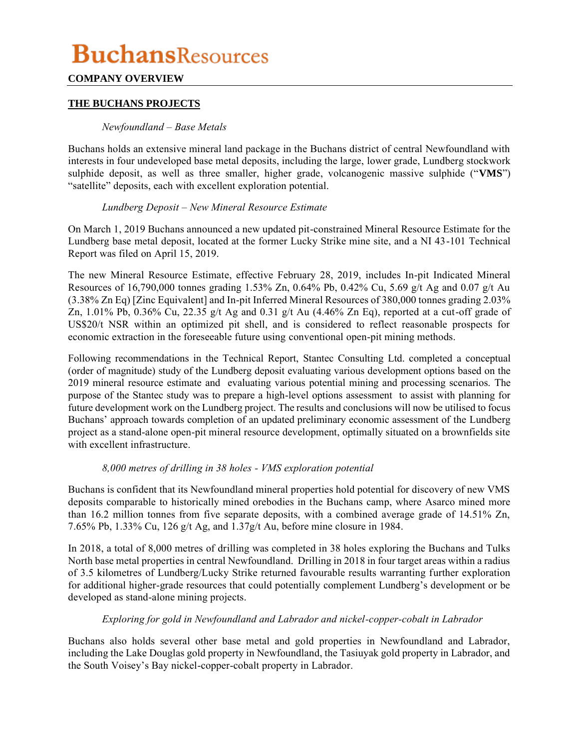# BuchansResources

**COMPANY OVERVIEW**

## THE BUCHANS PROJECTS

*Newfoundland – Base Metals*

Buchans holds an extensive mineral land package in the Buchans district of central Newfoundland with interests in four undeveloped base metal deposits, including the large, lower grade, Lundberg stockwork sulphide deposit, as well as three smaller, higher grade, volcanogenic massive sulphide ("**VMS**") "satellite" deposits, each with excellent exploration potential.

*Lundberg Deposit – New Mineral Resource Estimate*

On March 1, 2019 Buchans announced a new updated pit-constrained Mineral Resource Estimate for the Lundberg base metal deposit, located at the former Lucky Strike mine site, and a NI 43-101 Technical Report was filed on April 15, 2019.

The new Mineral Resource Estimate, effective February 28, 2019, includes In-pit Indicated Mineral Resources of 16,790,000 tonnes grading 1.53% Zn, 0.64% Pb, 0.42% Cu, 5.69 g/t Ag and 0.07 g/t Au (3.38% Zn Eq) [Zinc Equivalent] and In-pit Inferred Mineral Resources of 380,000 tonnes grading 2.03% Zn, 1.01% Pb, 0.36% Cu, 22.35 g/t Ag and 0.31 g/t Au (4.46% Zn Eq), reported at a cut-off grade of US$20/t NSR within an optimized pit shell, and is considered to reflect reasonable prospects for economic extraction in the foreseeable future using conventional open-pit mining methods.

Following recommendations in the Technical Report, Stantec Consulting Ltd. completed a conceptual (order of magnitude) study of the Lundberg deposit evaluating various development options based on the 2019 mineral resource estimate and evaluating various potential mining and processing scenarios. The purpose of the Stantec study was to prepare a high-level options assessment to assist with planning for future development work on the Lundberg project. The results and conclusions will now be utilised to focus Buchans' approach towards completion of an updated preliminary economic assessment of the Lundberg project as a stand-alone open-pit mineral resource development, optimally situated on a brownfields site with excellent infrastructure.

*8,000 metres of drilling in 38 holes - VMS exploration potential*

Buchans is confident that its Newfoundland mineral properties hold potential for discovery of new VMS deposits comparable to historically mined orebodies in the Buchans camp, where Asarco mined more than 16.2 million tonnes from five separate deposits, with a combined average grade of 14.51% Zn, 7.65% Pb, 1.33% Cu, 126 g/t Ag, and 1.37g/t Au, before mine closure in 1984.

In 2018, a total of 8,000 metres of drilling was completed in 38 holes exploring the Buchans and Tulks North base metal properties in central Newfoundland. Drilling in 2018 in four target areas within a radius of 3.5 kilometres of Lundberg/Lucky Strike returned favourable results warranting further exploration for additional higher-grade resources that could potentially complement Lundberg's development or be developed as stand-alone mining projects.

*Exploring for gold in Newfoundland and Labrador and nickel-copper-cobalt in Labrador*

Buchans also holds several other base metal and gold properties in Newfoundland and Labrador, including the Lake Douglas gold property in Newfoundland, the Tasiuyak gold property in Labrador, and the South Voisey's Bay nickel-copper-cobalt property in Labrador.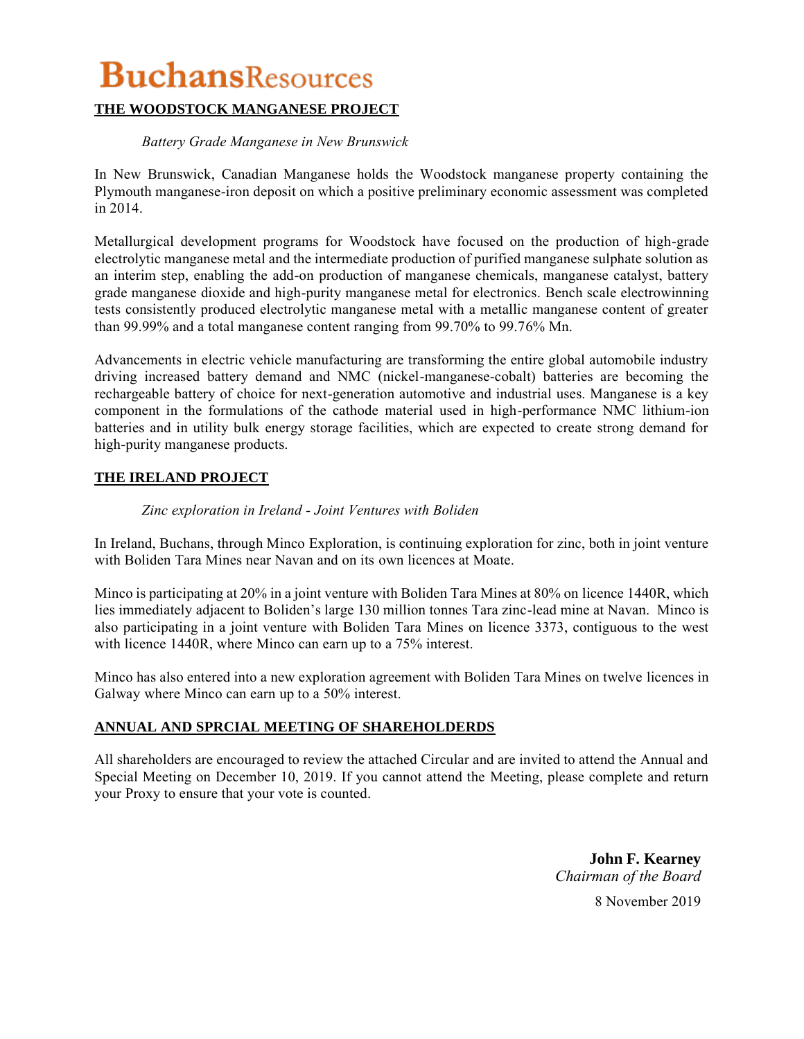# BuchansResources

## THE WOODSTOCK MANGANESE PROJECT

*Battery Grade Manganese in New Brunswick*

In New Brunswick, Canadian Manganese holds the Woodstock manganese property containing the Plymouth manganese-iron deposit on which a positive preliminary economic assessment was completed in 2014.

Metallurgical development programs for Woodstock have focused on the production of high-grade electrolytic manganese metal and the intermediate production of purified manganese sulphate solution as an interim step, enabling the add-on production of manganese chemicals, manganese catalyst, battery grade manganese dioxide and high-purity manganese metal for electronics. Bench scale electrowinning tests consistently produced electrolytic manganese metal with a metallic manganese content of greater than 99.99% and a total manganese content ranging from 99.70% to 99.76% Mn.

Advancements in electric vehicle manufacturing are transforming the entire global automobile industry driving increased battery demand and NMC (nickel-manganese-cobalt) batteries are becoming the rechargeable battery of choice for next-generation automotive and industrial uses. Manganese is a key component in the formulations of the cathode material used in high-performance NMC lithium-ion batteries and in utility bulk energy storage facilities, which are expected to create strong demand for high-purity manganese products.

## THE IRELAND PROJECT

*Zinc exploration in Ireland - Joint Ventures with Boliden*

In Ireland, Buchans, through Minco Exploration, is continuing exploration for zinc, both in joint venture with Boliden Tara Mines near Navan and on its own licences at Moate.

Minco is participating at 20% in a joint venture with Boliden Tara Mines at 80% on licence 1440R, which lies immediately adjacent to Boliden's large 130 million tonnes Tara zinc-lead mine at Navan. Minco is also participating in a joint venture with Boliden Tara Mines on licence 3373, contiguous to the west with licence 1440R, where Minco can earn up to a 75% interest.

Minco has also entered into a new exploration agreement with Boliden Tara Mines on twelve licences in Galway where Minco can earn up to a 50% interest.

## ANNUAL AND SPRCIAL MEETING OF SHAREHOLDERDS

All shareholders are encouraged to review the attached Circular and are invited to attend the Annual and Special Meeting on December 10, 2019. If you cannot attend the Meeting, please complete and return your Proxy to ensure that your vote is counted.

**John F. Kearney**
*Chairman of the Board*

8 November 2019